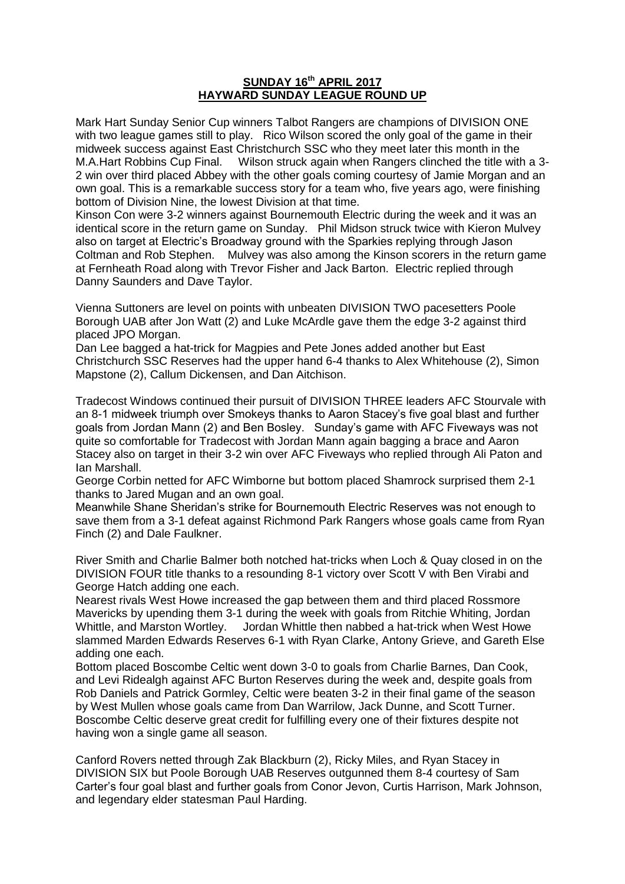**SUNDAY 16th APRIL 2017**
**HAYWARD SUNDAY LEAGUE ROUND UP**

Mark Hart Sunday Senior Cup winners Talbot Rangers are champions of DIVISION ONE with two league games still to play. Rico Wilson scored the only goal of the game in their midweek success against East Christchurch SSC who they meet later this month in the M.A.Hart Robbins Cup Final. Wilson struck again when Rangers clinched the title with a 3-2 win over third placed Abbey with the other goals coming courtesy of Jamie Morgan and an own goal. This is a remarkable success story for a team who, five years ago, were finishing bottom of Division Nine, the lowest Division at that time.

Kinson Con were 3-2 winners against Bournemouth Electric during the week and it was an identical score in the return game on Sunday. Phil Midson struck twice with Kieron Mulvey also on target at Electric's Broadway ground with the Sparkies replying through Jason Coltman and Rob Stephen. Mulvey was also among the Kinson scorers in the return game at Fernheath Road along with Trevor Fisher and Jack Barton. Electric replied through Danny Saunders and Dave Taylor.

Vienna Suttoners are level on points with unbeaten DIVISION TWO pacesetters Poole Borough UAB after Jon Watt (2) and Luke McArdle gave them the edge 3-2 against third placed JPO Morgan.

Dan Lee bagged a hat-trick for Magpies and Pete Jones added another but East Christchurch SSC Reserves had the upper hand 6-4 thanks to Alex Whitehouse (2), Simon Mapstone (2), Callum Dickensen, and Dan Aitchison.

Tradecost Windows continued their pursuit of DIVISION THREE leaders AFC Stourvale with an 8-1 midweek triumph over Smokeys thanks to Aaron Stacey's five goal blast and further goals from Jordan Mann (2) and Ben Bosley. Sunday's game with AFC Fiveways was not quite so comfortable for Tradecost with Jordan Mann again bagging a brace and Aaron Stacey also on target in their 3-2 win over AFC Fiveways who replied through Ali Paton and Ian Marshall.

George Corbin netted for AFC Wimborne but bottom placed Shamrock surprised them 2-1 thanks to Jared Mugan and an own goal.

Meanwhile Shane Sheridan's strike for Bournemouth Electric Reserves was not enough to save them from a 3-1 defeat against Richmond Park Rangers whose goals came from Ryan Finch (2) and Dale Faulkner.

River Smith and Charlie Balmer both notched hat-tricks when Loch & Quay closed in on the DIVISION FOUR title thanks to a resounding 8-1 victory over Scott V with Ben Virabi and George Hatch adding one each.

Nearest rivals West Howe increased the gap between them and third placed Rossmore Mavericks by upending them 3-1 during the week with goals from Ritchie Whiting, Jordan Whittle, and Marston Wortley. Jordan Whittle then nabbed a hat-trick when West Howe slammed Marden Edwards Reserves 6-1 with Ryan Clarke, Antony Grieve, and Gareth Else adding one each.

Bottom placed Boscombe Celtic went down 3-0 to goals from Charlie Barnes, Dan Cook, and Levi Ridealgh against AFC Burton Reserves during the week and, despite goals from Rob Daniels and Patrick Gormley, Celtic were beaten 3-2 in their final game of the season by West Mullen whose goals came from Dan Warrilow, Jack Dunne, and Scott Turner. Boscombe Celtic deserve great credit for fulfilling every one of their fixtures despite not having won a single game all season.

Canford Rovers netted through Zak Blackburn (2), Ricky Miles, and Ryan Stacey in DIVISION SIX but Poole Borough UAB Reserves outgunned them 8-4 courtesy of Sam Carter's four goal blast and further goals from Conor Jevon, Curtis Harrison, Mark Johnson, and legendary elder statesman Paul Harding.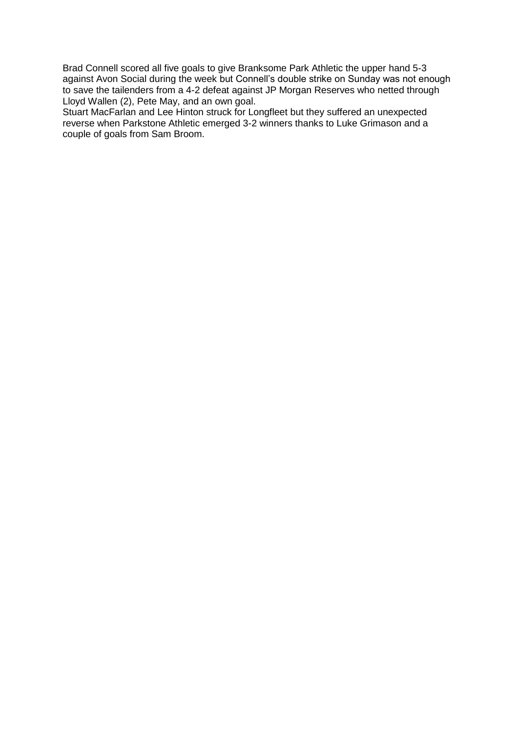Brad Connell scored all five goals to give Branksome Park Athletic the upper hand 5-3 against Avon Social during the week but Connell's double strike on Sunday was not enough to save the tailenders from a 4-2 defeat against JP Morgan Reserves who netted through Lloyd Wallen (2), Pete May, and an own goal.

Stuart MacFarlan and Lee Hinton struck for Longfleet but they suffered an unexpected reverse when Parkstone Athletic emerged 3-2 winners thanks to Luke Grimason and a couple of goals from Sam Broom.